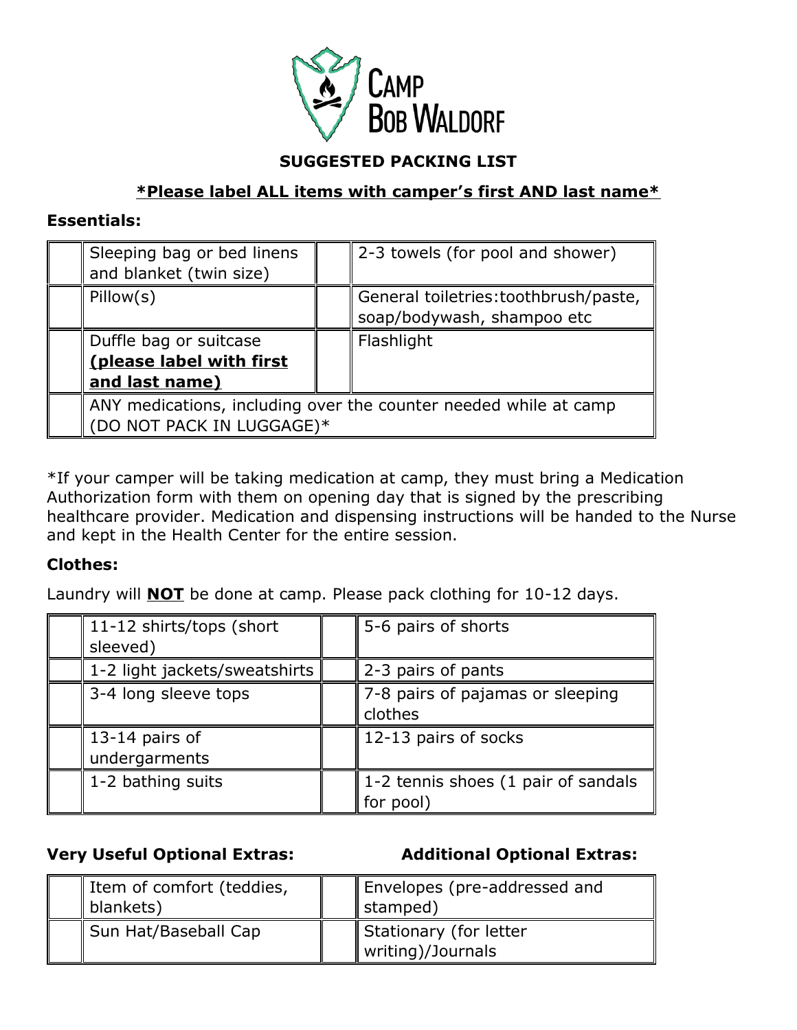# CAMP BOB WALDORF

## SUGGESTED PACKING LIST

**\*Please label ALL items with camper's first AND last name\***

### Essentials:

| | | | |
|---|---|---|---|
| | Sleeping bag or bed linens and blanket (twin size) | | 2-3 towels (for pool and shower) |
| | Pillow(s) | | General toiletries:toothbrush/paste, soap/bodywash, shampoo etc |
| | Duffle bag or suitcase **(please label with first and last name)** | | Flashlight |
| | ANY medications, including over the counter needed while at camp (DO NOT PACK IN LUGGAGE)* | | |

*If your camper will be taking medication at camp, they must bring a Medication Authorization form with them on opening day that is signed by the prescribing healthcare provider. Medication and dispensing instructions will be handed to the Nurse and kept in the Health Center for the entire session.

### Clothes:

Laundry will **NOT** be done at camp. Please pack clothing for 10-12 days.

| | | | |
|---|---|---|---|
| | 11-12 shirts/tops (short sleeved) | | 5-6 pairs of shorts |
| | 1-2 light jackets/sweatshirts | | 2-3 pairs of pants |
| | 3-4 long sleeve tops | | 7-8 pairs of pajamas or sleeping clothes |
| | 13-14 pairs of undergarments | | 12-13 pairs of socks |
| | 1-2 bathing suits | | 1-2 tennis shoes (1 pair of sandals for pool) |

**Very Useful Optional Extras:** / **Additional Optional Extras:**

| | Very Useful Optional Extras | | Additional Optional Extras |
|---|---|---|---|
| | Item of comfort (teddies, blankets) | | Envelopes (pre-addressed and stamped) |
| | Sun Hat/Baseball Cap | | Stationary (for letter writing)/Journals |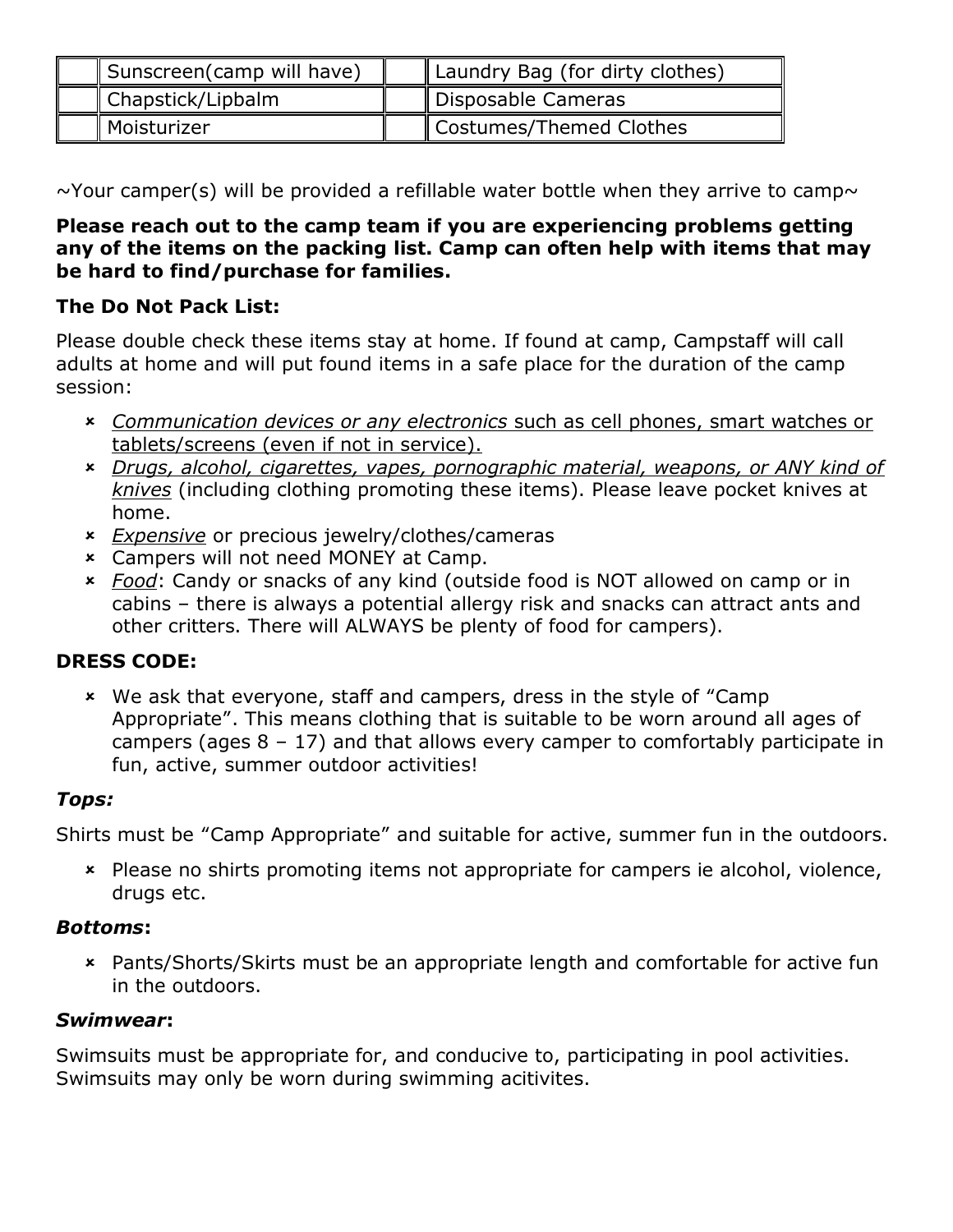| | | | |
|---|---|---|---|
| | Sunscreen(camp will have) | | Laundry Bag (for dirty clothes) |
| | Chapstick/Lipbalm | | Disposable Cameras |
| | Moisturizer | | Costumes/Themed Clothes |

~Your camper(s) will be provided a refillable water bottle when they arrive to camp~

**Please reach out to the camp team if you are experiencing problems getting any of the items on the packing list. Camp can often help with items that may be hard to find/purchase for families.**

**The Do Not Pack List:**

Please double check these items stay at home. If found at camp, Campstaff will call adults at home and will put found items in a safe place for the duration of the camp session:

- *Communication devices or any electronics* such as cell phones, smart watches or tablets/screens (even if not in service).
- *Drugs, alcohol, cigarettes, vapes, pornographic material, weapons, or ANY kind of knives* (including clothing promoting these items). Please leave pocket knives at home.
- *Expensive* or precious jewelry/clothes/cameras
- Campers will not need MONEY at Camp.
- *Food*: Candy or snacks of any kind (outside food is NOT allowed on camp or in cabins – there is always a potential allergy risk and snacks can attract ants and other critters. There will ALWAYS be plenty of food for campers).

**DRESS CODE:**

- We ask that everyone, staff and campers, dress in the style of "Camp Appropriate". This means clothing that is suitable to be worn around all ages of campers (ages 8 – 17) and that allows every camper to comfortably participate in fun, active, summer outdoor activities!

***Tops:***

Shirts must be "Camp Appropriate" and suitable for active, summer fun in the outdoors.

- Please no shirts promoting items not appropriate for campers ie alcohol, violence, drugs etc.

***Bottoms*:**

- Pants/Shorts/Skirts must be an appropriate length and comfortable for active fun in the outdoors.

***Swimwear*:**

Swimsuits must be appropriate for, and conducive to, participating in pool activities. Swimsuits may only be worn during swimming acitivites.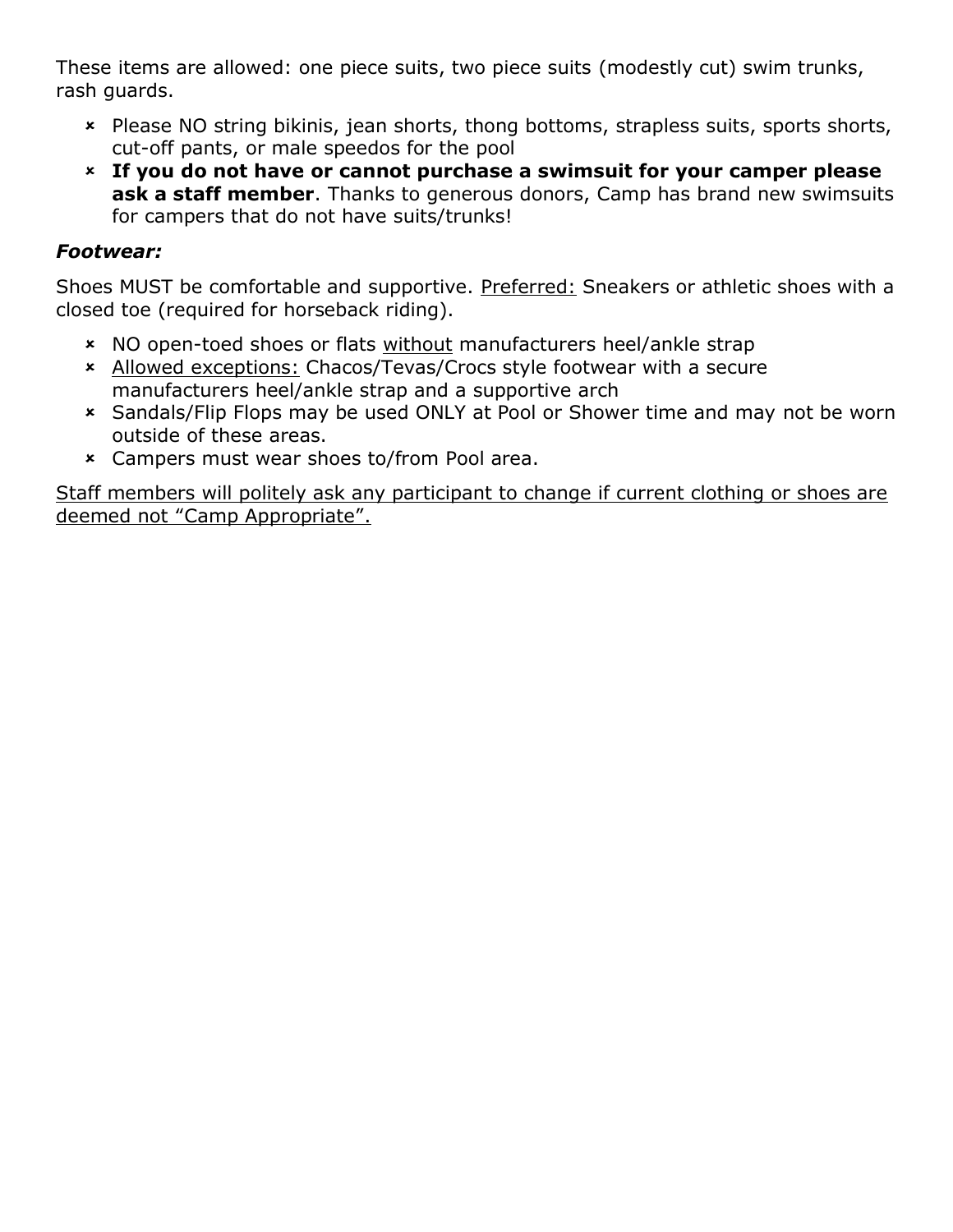These items are allowed: one piece suits, two piece suits (modestly cut) swim trunks, rash guards.

- Please NO string bikinis, jean shorts, thong bottoms, strapless suits, sports shorts, cut-off pants, or male speedos for the pool
- **If you do not have or cannot purchase a swimsuit for your camper please ask a staff member**. Thanks to generous donors, Camp has brand new swimsuits for campers that do not have suits/trunks!

***Footwear:***

Shoes MUST be comfortable and supportive. <u>Preferred:</u> Sneakers or athletic shoes with a closed toe (required for horseback riding).

- NO open-toed shoes or flats <u>without</u> manufacturers heel/ankle strap
- <u>Allowed exceptions:</u> Chacos/Tevas/Crocs style footwear with a secure manufacturers heel/ankle strap and a supportive arch
- Sandals/Flip Flops may be used ONLY at Pool or Shower time and may not be worn outside of these areas.
- Campers must wear shoes to/from Pool area.

<u>Staff members will politely ask any participant to change if current clothing or shoes are deemed not "Camp Appropriate".</u>